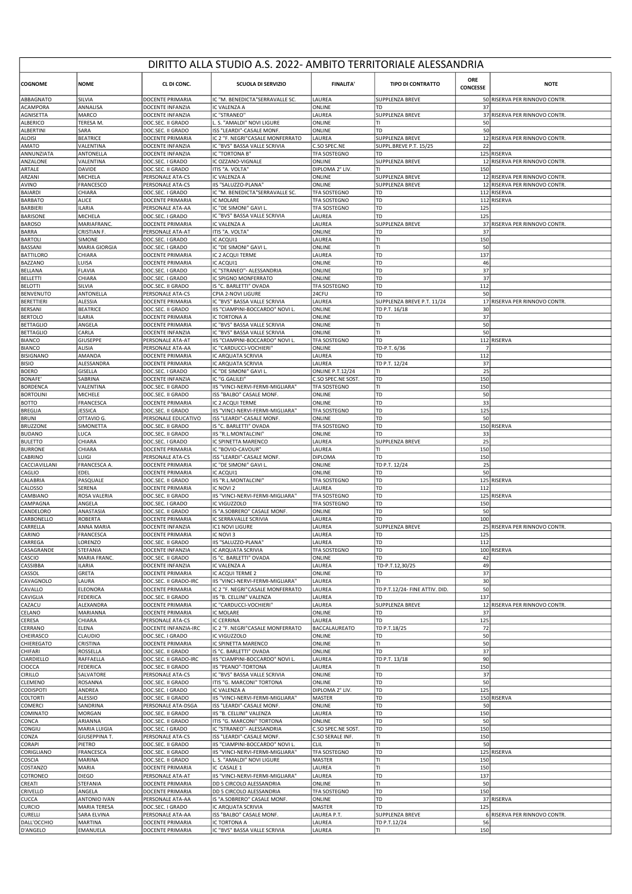# DIRITTO ALLA STUDIO A.S. 2022- AMBITO TERRITORIALE ALESSANDRIA

| COGNOME | NOME | CL DI CONC. | SCUOLA DI SERVIZIO | FINALITA' | TIPO DI CONTRATTO | ORE CONCESSE | NOTE |
|---|---|---|---|---|---|---|---|
| ABBAGNATO | SILVIA | DOCENTE PRIMARIA | IC "M. BENEDICTA"SERRAVALLE SC. | LAUREA | SUPPLENZA BREVE | 50 | RISERVA PER RINNOVO CONTR. |
| ACAMPORA | ANNALISA | DOCENTE INFANZIA | IC VALENZA A | ONLINE | TD | 37 | |
| AGNISETTA | MARCO | DOCENTE INFANZIA | IC "STRANEO" | LAUREA | SUPPLENZA BREVE | 37 | RISERVA PER RINNOVO CONTR. |
| ALBERICO | TERESA M. | DOC.SEC. II GRADO | L. S. "AMALDI" NOVI LIGURE | ONLINE | TI | 50 | |
| ALBERTINI | SARA | DOC.SEC. II GRADO | ISS "LEARDI"-CASALE MONF. | ONLINE | TD | 50 | |
| ALOISI | BEATRICE | DOCENTE PRIMARIA | IC 2 "F. NEGRI"CASALE MONFERRATO | LAUREA | SUPPLENZA BREVE | 12 | RISERVA PER RINNOVO CONTR. |
| AMATO | VALENTINA | DOCENTE INFANZIA | IC "BVS" BASSA VALLE SCRIVIA | C.SO SPEC.NE | SUPPL.BREVE P.T. 15/25 | 22 | |
| ANNUNZIATA | ANTONELLA | DOCENTE INFANZIA | IC "TORTONA B" | TFA SOSTEGNO | TD | 125 | RISERVA |
| ANZALONE | VALENTINA | DOC.SEC. I GRADO | IC OZZANO-VIGNALE | ONLINE | SUPPLENZA BREVE | 12 | RISERVA PER RINNOVO CONTR. |
| ARTALE | DAVIDE | DOC.SEC. II GRADO | ITIS "A. VOLTA" | DIPLOMA 2° LIV. | TI | 150 | |
| ARZANI | MICHELA | PERSONALE ATA-CS | IC VALENZA A | ONLINE | SUPPLENZA BREVE | 12 | RISERVA PER RINNOVO CONTR. |
| AVINO | FRANCESCO | PERSONALE ATA-CS | IIS "SALUZZO-PLANA" | ONLINE | SUPPLENZA BREVE | 12 | RISERVA PER RINNOVO CONTR. |
| BAIARDI | CHIARA | DOC.SEC. I GRADO | IC "M. BENEDICTA"SERRAVALLE SC. | TFA SOSTEGNO | TD | 112 | RISERVA |
| BARBATO | ALICE | DOCENTE PRIMARIA | IC MOLARE | TFA SOSTEGNO | TD | 112 | RISERVA |
| BARBIERI | ILARIA | PERSONALE ATA-AA | IC "DE SIMONI" GAVI L. | TFA SOSTEGNO | TD | 125 | |
| BARISONE | MICHELA | DOC.SEC. I GRADO | IC "BVS" BASSA VALLE SCRIVIA | LAUREA | TD | 125 | |
| BAROSO | MARIAFRANC. | DOCENTE PRIMARIA | IC VALENZA A | LAUREA | SUPPLENZA BREVE | 37 | RISERVA PER RINNOVO CONTR. |
| BARRA | CRISTIAN F. | PERSONALE ATA-AT | ITIS "A. VOLTA" | ONLINE | TD | 37 | |
| BARTOLI | SIMONE | DOC.SEC. I GRADO | IC ACQUI1 | LAUREA | TI | 150 | |
| BASSANI | MARIA GIORGIA | DOC.SEC. I GRADO | IC "DE SIMONI" GAVI L. | ONLINE | TI | 50 | |
| BATTILORO | CHIARA | DOCENTE PRIMARIA | IC 2 ACQUI TERME | LAUREA | TD | 137 | |
| BAZZANO | LUISA | DOCENTE PRIMARIA | IC ACQUI1 | ONLINE | TD | 46 | |
| BELLANA | FLAVIA | DOC.SEC. I GRADO | IC "STRANEO"- ALESSANDRIA | ONLINE | TD | 37 | |
| BELLETTI | CHIARA | DOC.SEC. I GRADO | IC SPIGNO MONFERRATO | ONLINE | TD | 37 | |
| BELOTTI | SILVIA | DOC.SEC. II GRADO | IS "C. BARLETTI" OVADA | TFA SOSTEGNO | TD | 112 | |
| BENVENUTO | ANTONELLA | PERSONALE ATA-CS | CPIA 2-NOVI LIGURE | 24CFU | TD | 50 | |
| BERETTIERI | ALESSIA | DOCENTE PRIMARIA | IC "BVS" BASSA VALLE SCRIVIA | LAUREA | SUPPLENZA BREVE P.T. 11/24 | 17 | RISERVA PER RINNOVO CONTR. |
| BERSANI | BEATRICE | DOC.SEC. II GRADO | IIS "CIAMPINI-BOCCARDO" NOVI L. | ONLINE | TD P.T. 16/18 | 30 | |
| BERTOLO | ILARIA | DOCENTE PRIMARIA | IC TORTONA A | ONLINE | TD | 37 | |
| BETTAGLIO | ANGELA | DOCENTE PRIMARIA | IC "BVS" BASSA VALLE SCRIVIA | ONLINE | TI | 50 | |
| BETTAGLIO | CARLA | DOCENTE INFANZIA | IC "BVS" BASSA VALLE SCRIVIA | ONLINE | TI | 50 | |
| BIANCO | GIUSEPPE | PERSONALE ATA-AT | IIS "CIAMPINI-BOCCARDO" NOVI L. | TFA SOSTEGNO | TD | 112 | RISERVA |
| BIANCO | ALISIA | PERSONALE ATA-AA | IC "CARDUCCI-VOCHIERI" | ONLINE | TD-P.T. 6/36 | 7 | |
| BISIGNANO | AMANDA | DOCENTE PRIMARIA | IC ARQUATA SCRIVIA | LAUREA | TD | 112 | |
| BISIO | ALESSANDRA | DOCENTE PRIMARIA | IC ARQUATA SCRIVIA | LAUREA | TD P.T. 12/24 | 37 | |
| BOERO | GISELLA | DOC.SEC. I GRADO | IC "DE SIMONI" GAVI L. | ONLINE P.T.12/24 | TI | 25 | |
| BONAFE' | SABRINA | DOCENTE INFANZIA | IC "G.GALILEI" | C.SO SPEC.NE SOST. | TD | 150 | |
| BORDENCA | VALENTINA | DOC.SEC. II GRADO | IIS "VINCI-NERVI-FERMI-MIGLIARA" | TFA SOSTEGNO | TI | 150 | |
| BORTOLINI | MICHELE | DOC.SEC. II GRADO | ISS "BALBO" CASALE MONF. | ONLINE | TD | 50 | |
| BOTTO | FRANCESCA | DOCENTE PRIMARIA | IC 2 ACQUI TERME | ONLINE | TD | 33 | |
| BREGLIA | JESSICA | DOC.SEC. II GRADO | IIS "VINCI-NERVI-FERMI-MIGLIARA" | TFA SOSTEGNO | TD | 125 | |
| BRUNI | OTTAVIO G. | PERSONALE EDUCATIVO | ISS "LEARDI"-CASALE MONF. | ONLINE | TD | 50 | |
| BRUZZONE | SIMONETTA | DOC.SEC. II GRADO | IS "C. BARLETTI" OVADA | TFA SOSTEGNO | TD | 150 | RISERVA |
| BUDANO | LUCA | DOC.SEC. II GRADO | IIS "R.L.MONTALCINI" | ONLINE | TD | 33 | |
| BULETTO | CHIARA | DOC.SEC. I GRADO | IC SPINETTA MARENCO | LAUREA | SUPPLENZA BREVE | 25 | |
| BURRONE | CHIARA | DOCENTE PRIMARIA | IC "BOVIO-CAVOUR" | LAUREA | TI | 150 | |
| CABRINO | LUIGI | PERSONALE ATA-CS | ISS "LEARDI"-CASALE MONF. | DIPLOMA | TD | 150 | |
| CACCIAVILLANI | FRANCESCA A. | DOCENTE PRIMARIA | IC "DE SIMONI" GAVI L. | ONLINE | TD P.T. 12/24 | 25 | |
| CAGLIO | EDEL | DOCENTE PRIMARIA | IC ACQUI1 | ONLINE | TD | 50 | |
| CALABRIA | PASQUALE | DOC.SEC. II GRADO | IIS "R.L.MONTALCINI" | TFA SOSTEGNO | TD | 125 | RISERVA |
| CALOSSO | SERENA | DOCENTE PRIMARIA | IC NOVI 2 | LAUREA | TD | 112 | |
| CAMBIANO | ROSA VALERIA | DOC.SEC. II GRADO | IIS "VINCI-NERVI-FERMI-MIGLIARA" | TFA SOSTEGNO | TD | 125 | RISERVA |
| CAMPAGNA | ANGELA | DOC.SEC. I GRADO | IC VIGUZZOLO | TFA SOSTEGNO | TD | 150 | |
| CANDELORO | ANASTASIA | DOC.SEC. II GRADO | IS "A.SOBRERO" CASALE MONF. | ONLINE | TD | 50 | |
| CARBONELLO | ROBERTA | DOCENTE PRIMARIA | IC SERRAVALLE SCRIVIA | LAUREA | TD | 100 | |
| CARRELLA | ANNA MARIA | DOCENTE INFANZIA | IC1 NOVI LIGURE | LAUREA | SUPPLENZA BREVE | 25 | RISERVA PER RINNOVO CONTR. |
| CARINO | FRANCESCA | DOCENTE PRIMARIA | IC NOVI 3 | LAUREA | TD | 125 | |
| CARREGA | LORENZO | DOC.SEC. II GRADO | IIS "SALUZZO-PLANA" | LAUREA | TD | 112 | |
| CASAGRANDE | STEFANIA | DOCENTE INFANZIA | IC ARQUATA SCRIVIA | TFA SOSTEGNO | TD | 100 | RISERVA |
| CASCIO | MARIA FRANC. | DOC.SEC. II GRADO | IS "C. BARLETTI" OVADA | ONLINE | TD | 42 | |
| CASSIBBA | ILARIA | DOCENTE INFANZIA | IC VALENZA A | LAUREA | TD-P.T.12,30/25 | 49 | |
| CASSOL | GRETA | DOCENTE PRIMARIA | IC ACQUI TERME 2 | ONLINE | TD | 37 | |
| CAVAGNOLO | LAURA | DOC.SEC. II GRADO-IRC | IIS "VINCI-NERVI-FERMI-MIGLIARA" | LAUREA | TI | 30 | |
| CAVALLO | ELEONORA | DOCENTE PRIMARIA | IC 2 "F. NEGRI"CASALE MONFERRATO | LAUREA | TD P.T.12/24- FINE ATTIV. DID. | 50 | |
| CAVIGLIA | FEDERICA | DOC.SEC. II GRADO | IIS "B. CELLINI" VALENZA | LAUREA | TD | 137 | |
| CAZACU | ALEXANDRA | DOCENTE PRIMARIA | IC "CARDUCCI-VOCHIERI" | LAUREA | SUPPLENZA BREVE | 12 | RISERVA PER RINNOVO CONTR. |
| CELANO | MARIANNA | DOCENTE PRIMARIA | IC MOLARE | ONLINE | TD | 37 | |
| CERESA | CHIARA | PERSONALE ATA-CS | IC CERRINA | LAUREA | TD | 125 | |
| CERRANO | ELENA | DOCENTE INFANZIA-IRC | IC 2 "F. NEGRI"CASALE MONFERRATO | BACCALAUREATO | TD P.T.18/25 | 72 | |
| CHEIRASCO | CLAUDIO | DOC.SEC. I GRADO | IC VIGUZZOLO | ONLINE | TD | 50 | |
| CHIEREGATO | CRISTINA | DOCENTE PRIMARIA | IC SPINETTA MARENCO | ONLINE | TI | 50 | |
| CHIFARI | ROSSELLA | DOC.SEC. II GRADO | IS "C. BARLETTI" OVADA | ONLINE | TD | 37 | |
| CIARDIELLO | RAFFAELLA | DOC.SEC. II GRADO-IRC | IIS "CIAMPINI-BOCCARDO" NOVI L. | LAUREA | TD P.T. 13/18 | 90 | |
| CIOCCA | FEDERICA | DOC.SEC. II GRADO | IIS "PEANO"-TORTONA | LAUREA | TI | 150 | |
| CIRILLO | SALVATORE | PERSONALE ATA-CS | IC "BVS" BASSA VALLE SCRIVIA | ONLINE | TD | 37 | |
| CLEMENO | ROSANNA | DOC.SEC. II GRADO | ITIS "G. MARCONI" TORTONA | ONLINE | TD | 50 | |
| CODISPOTI | ANDREA | DOC.SEC. I GRADO | IC VALENZA A | DIPLOMA 2° LIV. | TD | 125 | |
| COLTORTI | ALESSIO | DOC.SEC. II GRADO | IIS "VINCI-NERVI-FERMI-MIGLIARA" | MASTER | TD | 150 | RISERVA |
| COMERCI | SANDRINA | PERSONALE ATA-DSGA | ISS "LEARDI"-CASALE MONF. | ONLINE | TD | 50 | |
| COMINATO | MORGAN | DOC.SEC. II GRADO | IIS "B. CELLINI" VALENZA | LAUREA | TD | 150 | |
| CONCA | ARIANNA | DOC.SEC. II GRADO | ITIS "G. MARCONI" TORTONA | ONLINE | TD | 50 | |
| CONGIU | MARIA LUIGIA | DOC.SEC. I GRADO | IC "STRANEO"- ALESSANDRIA | C.SO SPEC.NE SOST. | TD | 150 | |
| CONZA | GIUSEPPINA T. | PERSONALE ATA-CS | ISS "LEARDI"-CASALE MONF. | C.SO SERALE INF. | TI | 150 | |
| CORAPI | PIETRO | DOC.SEC. II GRADO | IIS "CIAMPINI-BOCCARDO" NOVI L. | CLIL | TI | 50 | |
| CORIGLIANO | FRANCESCA | DOC.SEC. II GRADO | IIS "VINCI-NERVI-FERMI-MIGLIARA" | TFA SOSTEGNO | TD | 125 | RISERVA |
| COSCIA | MARINA | DOC.SEC. II GRADO | L. S. "AMALDI" NOVI LIGURE | MASTER | TI | 150 | |
| COSTANZO | MARIA | DOCENTE PRIMARIA | IC CASALE 1 | LAUREA | TI | 150 | |
| COTRONEO | DIEGO | PERSONALE ATA-AT | IIS "VINCI-NERVI-FERMI-MIGLIARA" | LAUREA | TD | 137 | |
| CREATI | STEFANIA | DOCENTE PRIMARIA | DD 5 CIRCOLO ALESSANDRIA | ONLINE | TI | 50 | |
| CRIVELLO | ANGELA | DOCENTE PRIMARIA | DD 5 CIRCOLO ALESSANDRIA | TFA SOSTEGNO | TD | 150 | |
| CUCCA | ANTONIO IVAN | PERSONALE ATA-AA | IS "A.SOBRERO" CASALE MONF. | ONLINE | TD | 37 | RISERVA |
| CURCIO | MARIA TERESA | DOC.SEC. I GRADO | IC ARQUATA SCRIVIA | MASTER | TD | 125 | |
| CURELLI | SARA ELVINA | PERSONALE ATA-AA | ISS "BALBO" CASALE MONF. | LAUREA P.T. | SUPPLENZA BREVE | 6 | RISERVA PER RINNOVO CONTR. |
| DALL'OCCHIO | MARTINA | DOCENTE PRIMARIA | IC TORTONA A | LAUREA | TD P.T.12/24 | 56 | |
| D'ANGELO | EMANUELA | DOCENTE PRIMARIA | IC "BVS" BASSA VALLE SCRIVIA | LAUREA | TI | 150 | |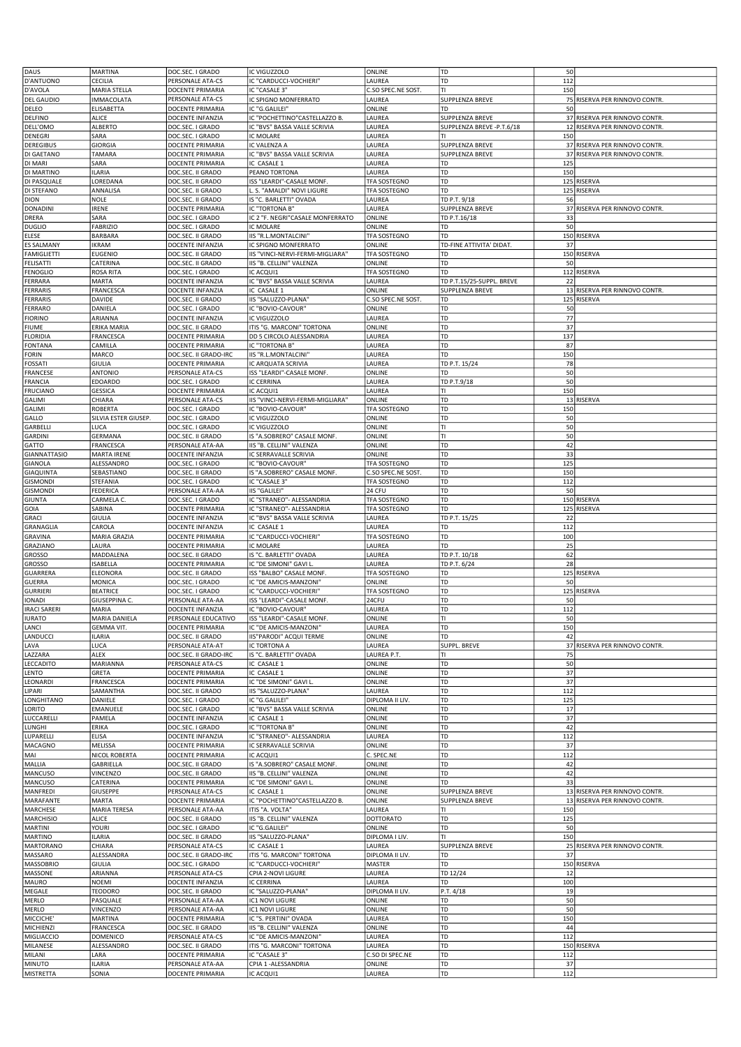| DAUS | MARTINA | DOC.SEC. I GRADO | IC VIGUZZOLO | ONLINE | TD | 50 | |
|---|---|---|---|---|---|---|---|
| D'ANTUONO | CECILIA | PERSONALE ATA-CS | IC "CARDUCCI-VOCHIERI" | LAUREA | TD | 112 | |
| D'AVOLA | MARIA STELLA | DOCENTE PRIMARIA | IC "CASALE 3" | C.SO SPEC.NE SOST. | TI | 150 | |
| DEL GAUDIO | IMMACOLATA | PERSONALE ATA-CS | IC SPIGNO MONFERRATO | LAUREA | SUPPLENZA BREVE | 75 | RISERVA PER RINNOVO CONTR. |
| DELEO | ELISABETTA | DOCENTE PRIMARIA | IC "G.GALILEI" | ONLINE | TD | 50 | |
| DELFINO | ALICE | DOCENTE INFANZIA | IC "POCHETTINO"CASTELLAZZO B. | LAUREA | SUPPLENZA BREVE | 37 | RISERVA PER RINNOVO CONTR. |
| DELL'OMO | ALBERTO | DOC.SEC. I GRADO | IC "BVS" BASSA VALLE SCRIVIA | LAUREA | SUPPLENZA BREVE -P.T.6/18 | 12 | RISERVA PER RINNOVO CONTR. |
| DENEGRI | SARA | DOC.SEC. I GRADO | IC MOLARE | LAUREA | TI | 150 | |
| DEREGIBUS | GIORGIA | DOCENTE PRIMARIA | IC VALENZA A | LAUREA | SUPPLENZA BREVE | 37 | RISERVA PER RINNOVO CONTR. |
| DI GAETANO | TAMARA | DOCENTE PRIMARIA | IC "BVS" BASSA VALLE SCRIVIA | LAUREA | SUPPLENZA BREVE | 37 | RISERVA PER RINNOVO CONTR. |
| DI MARI | SARA | DOCENTE PRIMARIA | IC CASALE 1 | LAUREA | TD | 125 | |
| DI MARTINO | ILARIA | DOC.SEC. II GRADO | PEANO TORTONA | LAUREA | TD | 150 | |
| DI PASQUALE | LOREDANA | DOC.SEC. II GRADO | ISS "LEARDI"-CASALE MONF. | TFA SOSTEGNO | TD | 125 | RISERVA |
| DI STEFANO | ANNALISA | DOC.SEC. II GRADO | L. S. "AMALDI" NOVI LIGURE | TFA SOSTEGNO | TD | 125 | RISERVA |
| DION | NOLE | DOC.SEC. II GRADO | IS "C. BARLETTI" OVADA | LAUREA | TD P.T. 9/18 | 56 | |
| DONADINI | IRENE | DOCENTE PRIMARIA | IC "TORTONA B" | LAUREA | SUPPLENZA BREVE | 37 | RISERVA PER RINNOVO CONTR. |
| DRERA | SARA | DOC.SEC. I GRADO | IC 2 "F. NEGRI"CASALE MONFERRATO | ONLINE | TD P.T.16/18 | 33 | |
| DUGLIO | FABRIZIO | DOC.SEC. I GRADO | IC MOLARE | ONLINE | TD | 50 | |
| ELESE | BARBARA | DOC.SEC. II GRADO | IIS "R.L.MONTALCINI" | TFA SOSTEGNO | TD | 150 | RISERVA |
| ES SALMANY | IKRAM | DOCENTE INFANZIA | IC SPIGNO MONFERRATO | ONLINE | TD-FINE ATTIVITA' DIDAT. | 37 | |
| FAMIGLIETTI | EUGENIO | DOC.SEC. II GRADO | IIS "VINCI-NERVI-FERMI-MIGLIARA" | TFA SOSTEGNO | TD | 150 | RISERVA |
| FELISATTI | CATERINA | DOC.SEC. II GRADO | IIS "B. CELLINI" VALENZA | ONLINE | TD | 50 | |
| FENOGLIO | ROSA RITA | DOC.SEC. I GRADO | IC ACQUI1 | TFA SOSTEGNO | TD | 112 | RISERVA |
| FERRARA | MARTA | DOCENTE INFANZIA | IC "BVS" BASSA VALLE SCRIVIA | LAUREA | TD P.T.15/25-SUPPL. BREVE | 22 | |
| FERRARIS | FRANCESCA | DOCENTE INFANZIA | IC CASALE 1 | ONLINE | SUPPLENZA BREVE | 13 | RISERVA PER RINNOVO CONTR. |
| FERRARIS | DAVIDE | DOC.SEC. II GRADO | IIS "SALUZZO-PLANA" | C.SO SPEC.NE SOST. | TD | 125 | RISERVA |
| FERRARO | DANIELA | DOC.SEC. I GRADO | IC "BOVIO-CAVOUR" | ONLINE | TD | 50 | |
| FIORINO | ARIANNA | DOCENTE INFANZIA | IC VIGUZZOLO | LAUREA | TD | 77 | |
| FIUME | ERIKA MARIA | DOC.SEC. II GRADO | ITIS "G. MARCONI" TORTONA | ONLINE | TD | 37 | |
| FLORIDIA | FRANCESCA | DOCENTE PRIMARIA | DD 5 CIRCOLO ALESSANDRIA | LAUREA | TD | 137 | |
| FONTANA | CAMILLA | DOCENTE PRIMARIA | IC "TORTONA B" | LAUREA | TD | 87 | |
| FORIN | MARCO | DOC.SEC. II GRADO-IRC | IIS "R.L.MONTALCINI" | LAUREA | TD | 150 | |
| FOSSATI | GIULIA | DOCENTE PRIMARIA | IC ARQUATA SCRIVIA | LAUREA | TD P.T. 15/24 | 78 | |
| FRANCESE | ANTONIO | PERSONALE ATA-CS | ISS "LEARDI"-CASALE MONF. | ONLINE | TD | 50 | |
| FRANCIA | EDOARDO | DOC.SEC. I GRADO | IC CERRINA | LAUREA | TD P.T.9/18 | 50 | |
| FRUCIANO | GESSICA | DOCENTE PRIMARIA | IC ACQUI1 | LAUREA | TI | 150 | |
| GALIMI | CHIARA | PERSONALE ATA-CS | IIS "VINCI-NERVI-FERMI-MIGLIARA" | ONLINE | TD | 13 | RISERVA |
| GALIMI | ROBERTA | DOC.SEC. I GRADO | IC "BOVIO-CAVOUR" | TFA SOSTEGNO | TD | 150 | |
| GALLO | SILVIA ESTER GIUSEP. | DOC.SEC. I GRADO | IC VIGUZZOLO | ONLINE | TD | 50 | |
| GARBELLI | LUCA | DOC.SEC. I GRADO | IC VIGUZZOLO | ONLINE | TI | 50 | |
| GARDINI | GERMANA | DOC.SEC. II GRADO | IS "A.SOBRERO" CASALE MONF. | ONLINE | TI | 50 | |
| GATTO | FRANCESCA | PERSONALE ATA-AA | IIS "B. CELLINI" VALENZA | ONLINE | TD | 42 | |
| GIANNATTASIO | MARTA IRENE | DOCENTE INFANZIA | IC SERRAVALLE SCRIVIA | ONLINE | TD | 33 | |
| GIANOLA | ALESSANDRO | DOC.SEC. I GRADO | IC "BOVIO-CAVOUR" | TFA SOSTEGNO | TD | 125 | |
| GIAQUINTA | SEBASTIANO | DOC.SEC. II GRADO | IS "A.SOBRERO" CASALE MONF. | C.SO SPEC.NE SOST. | TD | 150 | |
| GISMONDI | STEFANIA | DOC.SEC. I GRADO | IC "CASALE 3" | TFA SOSTEGNO | TD | 112 | |
| GISMONDI | FEDERICA | PERSONALE ATA-AA | IIS "GALILEI" | 24 CFU | TD | 50 | |
| GIUNTA | CARMELA C. | DOC.SEC. I GRADO | IC "STRANEO"- ALESSANDRIA | TFA SOSTEGNO | TD | 150 | RISERVA |
| GOIA | SABINA | DOCENTE PRIMARIA | IC "STRANEO"- ALESSANDRIA | TFA SOSTEGNO | TD | 125 | RISERVA |
| GRACI | GIULIA | DOCENTE INFANZIA | IC "BVS" BASSA VALLE SCRIVIA | LAUREA | TD P.T. 15/25 | 22 | |
| GRANAGLIA | CAROLA | DOCENTE INFANZIA | IC CASALE 1 | LAUREA | TD | 112 | |
| GRAVINA | MARIA GRAZIA | DOCENTE PRIMARIA | IC "CARDUCCI-VOCHIERI" | TFA SOSTEGNO | TD | 100 | |
| GRAZIANO | LAURA | DOCENTE PRIMARIA | IC MOLARE | LAUREA | TD | 25 | |
| GROSSO | MADDALENA | DOC.SEC. II GRADO | IS "C. BARLETTI" OVADA | LAUREA | TD P.T. 10/18 | 62 | |
| GROSSO | ISABELLA | DOCENTE PRIMARIA | IC "DE SIMONI" GAVI L. | LAUREA | TD P.T. 6/24 | 28 | |
| GUARRERA | ELEONORA | DOC.SEC. II GRADO | ISS "BALBO" CASALE MONF. | TFA SOSTEGNO | TD | 125 | RISERVA |
| GUERRA | MONICA | DOC.SEC. I GRADO | IC "DE AMICIS-MANZONI" | ONLINE | TD | 50 | |
| GURRIERI | BEATRICE | DOC.SEC. I GRADO | IC "CARDUCCI-VOCHIERI" | TFA SOSTEGNO | TD | 125 | RISERVA |
| IONADI | GIUSEPPINA C. | PERSONALE ATA-AA | ISS "LEARDI"-CASALE MONF. | 24CFU | TD | 50 | |
| IRACI SARERI | MARIA | DOCENTE INFANZIA | IC "BOVIO-CAVOUR" | LAUREA | TD | 112 | |
| IURATO | MARIA DANIELA | PERSONALE EDUCATIVO | ISS "LEARDI"-CASALE MONF. | ONLINE | TI | 50 | |
| LANCI | GEMMA VIT. | DOCENTE PRIMARIA | IC "DE AMICIS-MANZONI" | LAUREA | TD | 150 | |
| LANDUCCI | ILARIA | DOC.SEC. II GRADO | IIS"PARODI" ACQUI TERME | ONLINE | TD | 42 | |
| LAVA | LUCA | PERSONALE ATA-AT | IC TORTONA A | LAUREA | SUPPL. BREVE | 37 | RISERVA PER RINNOVO CONTR. |
| LAZZARA | ALEX | DOC.SEC. II GRADO-IRC | IS "C. BARLETTI" OVADA | LAUREA P.T. | TI | 75 | |
| LECCADITO | MARIANNA | PERSONALE ATA-CS | IC CASALE 1 | ONLINE | TD | 50 | |
| LENTO | GRETA | DOCENTE PRIMARIA | IC CASALE 1 | ONLINE | TD | 37 | |
| LEONARDI | FRANCESCA | DOCENTE PRIMARIA | IC "DE SIMONI" GAVI L. | ONLINE | TD | 37 | |
| LIPARI | SAMANTHA | DOC.SEC. II GRADO | IIS "SALUZZO-PLANA" | LAUREA | TD | 112 | |
| LONGHITANO | DANIELE | DOC.SEC. I GRADO | IC "G.GALILEI" | DIPLOMA II LIV. | TD | 125 | |
| LORITO | EMANUELE | DOC.SEC. I GRADO | IC "BVS" BASSA VALLE SCRIVIA | ONLINE | TD | 17 | |
| LUCCARELLI | PAMELA | DOCENTE INFANZIA | IC CASALE 1 | ONLINE | TD | 37 | |
| LUNGHI | ERIKA | DOC.SEC. I GRADO | IC "TORTONA B" | ONLINE | TD | 42 | |
| LUPARELLI | ELISA | DOCENTE INFANZIA | IC "STRANEO"- ALESSANDRIA | LAUREA | TD | 112 | |
| MACAGNO | MELISSA | DOCENTE PRIMARIA | IC SERRAVALLE SCRIVIA | ONLINE | TD | 37 | |
| MAI | NICOL ROBERTA | DOCENTE PRIMARIA | IC ACQUI1 | C. SPEC.NE | TD | 112 | |
| MALLIA | GABRIELLA | DOC.SEC. II GRADO | IS "A.SOBRERO" CASALE MONF. | ONLINE | TD | 42 | |
| MANCUSO | VINCENZO | DOC.SEC. II GRADO | IIS "B. CELLINI" VALENZA | ONLINE | TD | 42 | |
| MANCUSO | CATERINA | DOCENTE PRIMARIA | IC "DE SIMONI" GAVI L. | ONLINE | TD | 33 | |
| MANFREDI | GIUSEPPE | PERSONALE ATA-CS | IC CASALE 1 | ONLINE | SUPPLENZA BREVE | 13 | RISERVA PER RINNOVO CONTR. |
| MARAFANTE | MARTA | DOCENTE PRIMARIA | IC "POCHETTINO"CASTELLAZZO B. | ONLINE | SUPPLENZA BREVE | 13 | RISERVA PER RINNOVO CONTR. |
| MARCHESE | MARIA TERESA | PERSONALE ATA-AA | ITIS "A. VOLTA" | LAUREA | TI | 150 | |
| MARCHISIO | ALICE | DOC.SEC. II GRADO | IIS "B. CELLINI" VALENZA | DOTTORATO | TD | 125 | |
| MARTINI | YOURI | DOC.SEC. I GRADO | IC "G.GALILEI" | ONLINE | TD | 50 | |
| MARTINO | ILARIA | DOC.SEC. II GRADO | IIS "SALUZZO-PLANA" | DIPLOMA I LIV. | TI | 150 | |
| MARTORANO | CHIARA | PERSONALE ATA-CS | IC CASALE 1 | LAUREA | SUPPLENZA BREVE | 25 | RISERVA PER RINNOVO CONTR. |
| MASSARO | ALESSANDRA | DOC.SEC. II GRADO-IRC | ITIS "G. MARCONI" TORTONA | DIPLOMA II LIV. | TD | 37 | |
| MASSOBRIO | GIULIA | DOC.SEC. I GRADO | IC "CARDUCCI-VOCHIERI" | MASTER | TD | 150 | RISERVA |
| MASSONE | ARIANNA | PERSONALE ATA-CS | CPIA 2-NOVI LIGURE | LAUREA | TD 12/24 | 12 | |
| MAURO | NOEMI | DOCENTE INFANZIA | IC CERRINA | LAUREA | TD | 100 | |
| MEGALE | TEODORO | DOC.SEC. II GRADO | IC "SALUZZO-PLANA" | DIPLOMA II LIV. | P.T. 4/18 | 19 | |
| MERLO | PASQUALE | PERSONALE ATA-AA | IC1 NOVI LIGURE | ONLINE | TD | 50 | |
| MERLO | VINCENZO | PERSONALE ATA-AA | IC1 NOVI LIGURE | ONLINE | TD | 50 | |
| MICCICHE' | MARTINA | DOCENTE PRIMARIA | IC "S. PERTINI" OVADA | LAUREA | TD | 150 | |
| MICHIENZI | FRANCESCA | DOC.SEC. II GRADO | IIS "B. CELLINI" VALENZA | ONLINE | TD | 44 | |
| MIGLIACCIO | DOMENICO | PERSONALE ATA-CS | IC "DE AMICIS-MANZONI" | LAUREA | TD | 112 | |
| MILANESE | ALESSANDRO | DOC.SEC. II GRADO | ITIS "G. MARCONI" TORTONA | LAUREA | TD | 150 | RISERVA |
| MILANI | LARA | DOCENTE PRIMARIA | IC "CASALE 3" | C.SO DI SPEC.NE | TD | 112 | |
| MINUTO | ILARIA | PERSONALE ATA-AA | CPIA 1 -ALESSANDRIA | ONLINE | TD | 37 | |
| MISTRETTA | SONIA | DOCENTE PRIMARIA | IC ACQUI1 | LAUREA | TD | 112 | |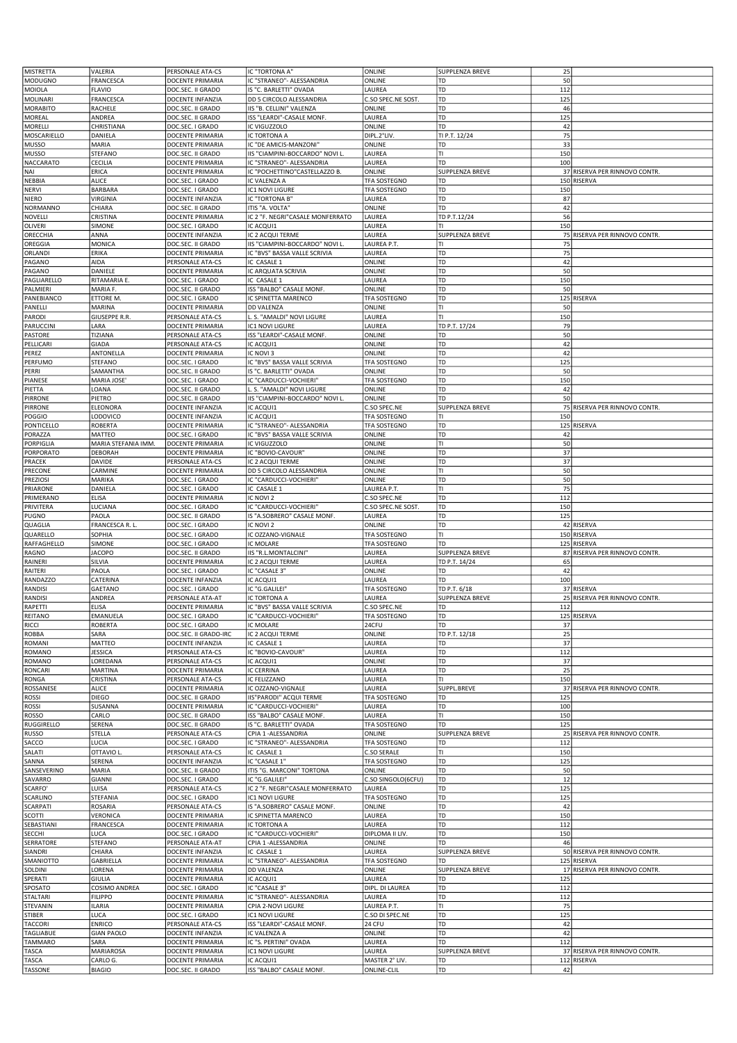| MISTRETTA | VALERIA | PERSONALE ATA-CS | IC "TORTONA A" | ONLINE | SUPPLENZA BREVE | 25 | |
|---|---|---|---|---|---|---|---|
| MODUGNO | FRANCESCA | DOCENTE PRIMARIA | IC "STRANEO"- ALESSANDRIA | ONLINE | TD | 50 | |
| MOIOLA | FLAVIO | DOC.SEC. II GRADO | IS "C. BARLETTI" OVADA | LAUREA | TD | 112 | |
| MOLINARI | FRANCESCA | DOCENTE INFANZIA | DD 5 CIRCOLO ALESSANDRIA | C.SO SPEC.NE SOST. | TD | 125 | |
| MORABITO | RACHELE | DOC.SEC. II GRADO | IIS "B. CELLINI" VALENZA | ONLINE | TD | 46 | |
| MOREAL | ANDREA | DOC.SEC. II GRADO | ISS "LEARDI"-CASALE MONF. | LAUREA | TD | 125 | |
| MORELLI | CHRISTIANA | DOC.SEC. I GRADO | IC VIGUZZOLO | ONLINE | TD | 42 | |
| MOSCARIELLO | DANIELA | DOCENTE PRIMARIA | IC TORTONA A | DIPL.2°LIV. | TI P.T. 12/24 | 75 | |
| MUSSO | MARIA | DOCENTE PRIMARIA | IC "DE AMICIS-MANZONI" | ONLINE | TD | 33 | |
| MUSSO | STEFANO | DOC.SEC. II GRADO | IIS "CIAMPINI-BOCCARDO" NOVI L. | LAUREA | TI | 150 | |
| NACCARATO | CECILIA | DOCENTE PRIMARIA | IC "STRANEO"- ALESSANDRIA | LAUREA | TD | 100 | |
| NAI | ERICA | DOCENTE PRIMARIA | IC "POCHETTINO"CASTELLAZZO B. | ONLINE | SUPPLENZA BREVE | 37 | RISERVA PER RINNOVO CONTR. |
| NEBBIA | ALICE | DOC.SEC. I GRADO | IC VALENZA A | TFA SOSTEGNO | TD | 150 | RISERVA |
| NERVI | BARBARA | DOC.SEC. I GRADO | IC1 NOVI LIGURE | TFA SOSTEGNO | TD | 150 | |
| NIERO | VIRGINIA | DOCENTE INFANZIA | IC "TORTONA B" | LAUREA | TD | 87 | |
| NORMANNO | CHIARA | DOC.SEC. II GRADO | ITIS "A. VOLTA" | ONLINE | TD | 42 | |
| NOVELLI | CRISTINA | DOCENTE PRIMARIA | IC 2 "F. NEGRI"CASALE MONFERRATO | LAUREA | TD P.T.12/24 | 56 | |
| OLIVERI | SIMONE | DOC.SEC. I GRADO | IC ACQUI1 | LAUREA | TI | 150 | |
| ORECCHIA | ANNA | DOCENTE INFANZIA | IC 2 ACQUI TERME | LAUREA | SUPPLENZA BREVE | 75 | RISERVA PER RINNOVO CONTR. |
| OREGGIA | MONICA | DOC.SEC. II GRADO | IIS "CIAMPINI-BOCCARDO" NOVI L. | LAUREA P.T. | TI | 75 | |
| ORLANDI | ERIKA | DOCENTE PRIMARIA | IC "BVS" BASSA VALLE SCRIVIA | LAUREA | TD | 75 | |
| PAGANO | AIDA | PERSONALE ATA-CS | IC CASALE 1 | ONLINE | TD | 42 | |
| PAGANO | DANIELE | DOCENTE PRIMARIA | IC ARQUATA SCRIVIA | ONLINE | TD | 50 | |
| PAGLIARELLO | RITAMARIA E. | DOC.SEC. I GRADO | IC CASALE 1 | LAUREA | TD | 150 | |
| PALMIERI | MARIA F. | DOC.SEC. II GRADO | ISS "BALBO" CASALE MONF. | ONLINE | TD | 50 | |
| PANEBIANCO | ETTORE M. | DOC.SEC. I GRADO | IC SPINETTA MARENCO | TFA SOSTEGNO | TD | 125 | RISERVA |
| PANELLI | MARINA | DOCENTE PRIMARIA | DD VALENZA | ONLINE | TI | 50 | |
| PARODI | GIUSEPPE R.R. | PERSONALE ATA-CS | L. S. "AMALDI" NOVI LIGURE | LAUREA | TI | 150 | |
| PARUCCINI | LARA | DOCENTE PRIMARIA | IC1 NOVI LIGURE | LAUREA | TD P.T. 17/24 | 79 | |
| PASTORE | TIZIANA | PERSONALE ATA-CS | ISS "LEARDI"-CASALE MONF. | ONLINE | TD | 50 | |
| PELLICARI | GIADA | PERSONALE ATA-CS | IC ACQUI1 | ONLINE | TD | 42 | |
| PEREZ | ANTONELLA | DOCENTE PRIMARIA | IC NOVI 3 | ONLINE | TD | 42 | |
| PERFUMO | STEFANO | DOC.SEC. I GRADO | IC "BVS" BASSA VALLE SCRIVIA | TFA SOSTEGNO | TD | 125 | |
| PERRI | SAMANTHA | DOC.SEC. II GRADO | IS "C. BARLETTI" OVADA | ONLINE | TD | 50 | |
| PIANESE | MARIA JOSE' | DOC.SEC. I GRADO | IC "CARDUCCI-VOCHIERI" | TFA SOSTEGNO | TD | 150 | |
| PIETTA | LOANA | DOC.SEC. II GRADO | L. S. "AMALDI" NOVI LIGURE | ONLINE | TD | 42 | |
| PIRRONE | PIETRO | DOC.SEC. II GRADO | IIS "CIAMPINI-BOCCARDO" NOVI L. | ONLINE | TD | 50 | |
| PIRRONE | ELEONORA | DOCENTE INFANZIA | IC ACQUI1 | C.SO SPEC.NE | SUPPLENZA BREVE | 75 | RISERVA PER RINNOVO CONTR. |
| POGGIO | LODOVICO | DOCENTE INFANZIA | IC ACQUI1 | TFA SOSTEGNO | TI | 150 | |
| PONTICELLO | ROBERTA | DOCENTE PRIMARIA | IC "STRANEO"- ALESSANDRIA | TFA SOSTEGNO | TD | 125 | RISERVA |
| PORAZZA | MATTEO | DOC.SEC. I GRADO | IC "BVS" BASSA VALLE SCRIVIA | ONLINE | TD | 42 | |
| PORPIGLIA | MARIA STEFANIA IMM. | DOCENTE PRIMARIA | IC VIGUZZOLO | ONLINE | TI | 50 | |
| PORPORATO | DEBORAH | DOCENTE PRIMARIA | IC "BOVIO-CAVOUR" | ONLINE | TD | 37 | |
| PRACEK | DAVIDE | PERSONALE ATA-CS | IC 2 ACQUI TERME | ONLINE | TD | 37 | |
| PRECONE | CARMINE | DOCENTE PRIMARIA | DD 5 CIRCOLO ALESSANDRIA | ONLINE | TI | 50 | |
| PREZIOSI | MARIKA | DOC.SEC. I GRADO | IC "CARDUCCI-VOCHIERI" | ONLINE | TD | 50 | |
| PRIARONE | DANIELA | DOC.SEC. I GRADO | IC CASALE 1 | LAUREA P.T. | TI | 75 | |
| PRIMERANO | ELISA | DOCENTE PRIMARIA | IC NOVI 2 | C.SO SPEC.NE | TD | 112 | |
| PRIVITERA | LUCIANA | DOC.SEC. I GRADO | IC "CARDUCCI-VOCHIERI" | C.SO SPEC.NE SOST. | TD | 150 | |
| PUGNO | PAOLA | DOC.SEC. II GRADO | IS "A.SOBRERO" CASALE MONF. | LAUREA | TD | 125 | |
| QUAGLIA | FRANCESCA R. L. | DOC.SEC. I GRADO | IC NOVI 2 | ONLINE | TD | 42 | RISERVA |
| QUARELLO | SOPHIA | DOC.SEC. I GRADO | IC OZZANO-VIGNALE | TFA SOSTEGNO | TI | 150 | RISERVA |
| RAFFAGHELLO | SIMONE | DOC.SEC. I GRADO | IC MOLARE | TFA SOSTEGNO | TD | 125 | RISERVA |
| RAGNO | JACOPO | DOC.SEC. II GRADO | IIS "R.L.MONTALCINI" | LAUREA | SUPPLENZA BREVE | 87 | RISERVA PER RINNOVO CONTR. |
| RAINERI | SILVIA | DOCENTE PRIMARIA | IC 2 ACQUI TERME | LAUREA | TD P.T. 14/24 | 65 | |
| RAITERI | PAOLA | DOC.SEC. I GRADO | IC "CASALE 3" | ONLINE | TD | 42 | |
| RANDAZZO | CATERINA | DOCENTE INFANZIA | IC ACQUI1 | LAUREA | TD | 100 | |
| RANDISI | GAETANO | DOC.SEC. I GRADO | IC "G.GALILEI" | TFA SOSTEGNO | TD P.T. 6/18 | 37 | RISERVA |
| RANDISI | ANDREA | PERSONALE ATA-AT | IC TORTONA A | LAUREA | SUPPLENZA BREVE | 25 | RISERVA PER RINNOVO CONTR. |
| RAPETTI | ELISA | DOCENTE PRIMARIA | IC "BVS" BASSA VALLE SCRIVIA | C.SO SPEC.NE | TD | 112 | |
| REITANO | EMANUELA | DOC.SEC. I GRADO | IC "CARDUCCI-VOCHIERI" | TFA SOSTEGNO | TD | 125 | RISERVA |
| RICCI | ROBERTA | DOC.SEC. I GRADO | IC MOLARE | 24CFU | TD | 37 | |
| ROBBA | SARA | DOC.SEC. II GRADO-IRC | IC 2 ACQUI TERME | ONLINE | TD P.T. 12/18 | 25 | |
| ROMANI | MATTEO | DOCENTE INFANZIA | IC CASALE 1 | LAUREA | TD | 37 | |
| ROMANO | JESSICA | PERSONALE ATA-CS | IC "BOVIO-CAVOUR" | LAUREA | TD | 112 | |
| ROMANO | LOREDANA | PERSONALE ATA-CS | IC ACQUI1 | ONLINE | TD | 37 | |
| RONCARI | MARTINA | DOCENTE PRIMARIA | IC CERRINA | LAUREA | TD | 25 | |
| RONGA | CRISTINA | PERSONALE ATA-CS | IC FELIZZANO | LAUREA | TI | 150 | |
| ROSSANESE | ALICE | DOCENTE PRIMARIA | IC OZZANO-VIGNALE | LAUREA | SUPPL.BREVE | 37 | RISERVA PER RINNOVO CONTR. |
| ROSSI | DIEGO | DOC.SEC. II GRADO | IIS"PARODI" ACQUI TERME | TFA SOSTEGNO | TD | 125 | |
| ROSSI | SUSANNA | DOCENTE PRIMARIA | IC "CARDUCCI-VOCHIERI" | LAUREA | TD | 100 | |
| ROSSO | CARLO | DOC.SEC. II GRADO | ISS "BALBO" CASALE MONF. | LAUREA | TI | 150 | |
| RUGGIRELLO | SERENA | DOC.SEC. II GRADO | IS "C. BARLETTI" OVADA | TFA SOSTEGNO | TD | 125 | |
| RUSSO | STELLA | PERSONALE ATA-CS | CPIA 1 -ALESSANDRIA | ONLINE | SUPPLENZA BREVE | 25 | RISERVA PER RINNOVO CONTR. |
| SACCO | LUCIA | DOC.SEC. I GRADO | IC "STRANEO"- ALESSANDRIA | TFA SOSTEGNO | TD | 112 | |
| SALATI | OTTAVIO L. | PERSONALE ATA-CS | IC CASALE 1 | C.SO SERALE | TI | 150 | |
| SANNA | SERENA | DOCENTE INFANZIA | IC "CASALE 1" | TFA SOSTEGNO | TD | 125 | |
| SANSEVERINO | MARIA | DOC.SEC. II GRADO | ITIS "G. MARCONI" TORTONA | ONLINE | TD | 50 | |
| SAVARRO | GIANNI | DOC.SEC. I GRADO | IC "G.GALILEI" | C.SO SINGOLO(6CFU) | TD | 12 | |
| SCARFO' | LUISA | PERSONALE ATA-CS | IC 2 "F. NEGRI"CASALE MONFERRATO | LAUREA | TD | 125 | |
| SCARLINO | STEFANIA | DOC.SEC. I GRADO | IC1 NOVI LIGURE | TFA SOSTEGNO | TD | 125 | |
| SCARPATI | ROSARIA | PERSONALE ATA-CS | IS "A.SOBRERO" CASALE MONF. | ONLINE | TD | 42 | |
| SCOTTI | VERONICA | DOCENTE PRIMARIA | IC SPINETTA MARENCO | LAUREA | TD | 150 | |
| SEBASTIANI | FRANCESCA | DOCENTE PRIMARIA | IC TORTONA A | LAUREA | TD | 112 | |
| SECCHI | LUCA | DOC.SEC. I GRADO | IC "CARDUCCI-VOCHIERI" | DIPLOMA II LIV. | TD | 150 | |
| SERRATORE | STEFANO | PERSONALE ATA-AT | CPIA 1 -ALESSANDRIA | ONLINE | TD | 46 | |
| SIANDRI | CHIARA | DOCENTE INFANZIA | IC CASALE 1 | LAUREA | SUPPLENZA BREVE | 50 | RISERVA PER RINNOVO CONTR. |
| SMANIOTTO | GABRIELLA | DOCENTE PRIMARIA | IC "STRANEO"- ALESSANDRIA | TFA SOSTEGNO | TD | 125 | RISERVA |
| SOLDINI | LORENA | DOCENTE PRIMARIA | DD VALENZA | ONLINE | SUPPLENZA BREVE | 17 | RISERVA PER RINNOVO CONTR. |
| SPERATI | GIULIA | DOCENTE PRIMARIA | IC ACQUI1 | LAUREA | TD | 125 | |
| SPOSATO | COSIMO ANDREA | DOC.SEC. I GRADO | IC "CASALE 3" | DIPL. DI LAUREA | TD | 112 | |
| STALTARI | FILIPPO | DOCENTE PRIMARIA | IC "STRANEO"- ALESSANDRIA | LAUREA | TD | 112 | |
| STEVANIN | ILARIA | DOCENTE PRIMARIA | CPIA 2-NOVI LIGURE | LAUREA P.T. | TI | 75 | |
| STIBER | LUCA | DOC.SEC. I GRADO | IC1 NOVI LIGURE | C.SO DI SPEC.NE | TD | 125 | |
| TACCORI | ENRICO | PERSONALE ATA-CS | ISS "LEARDI"-CASALE MONF. | 24 CFU | TD | 42 | |
| TAGLIABUE | GIAN PAOLO | DOCENTE INFANZIA | IC VALENZA A | ONLINE | TD | 42 | |
| TAMMARO | SARA | DOCENTE PRIMARIA | IC "S. PERTINI" OVADA | LAUREA | TD | 112 | |
| TASCA | MARIAROSA | DOCENTE PRIMARIA | IC1 NOVI LIGURE | LAUREA | SUPPLENZA BREVE | 37 | RISERVA PER RINNOVO CONTR. |
| TASCA | CARLO G. | DOCENTE PRIMARIA | IC ACQUI1 | MASTER 2° LIV. | TD | 112 | RISERVA |
| TASSONE | BIAGIO | DOC.SEC. II GRADO | ISS "BALBO" CASALE MONF. | ONLINE-CLIL | TD | 42 | |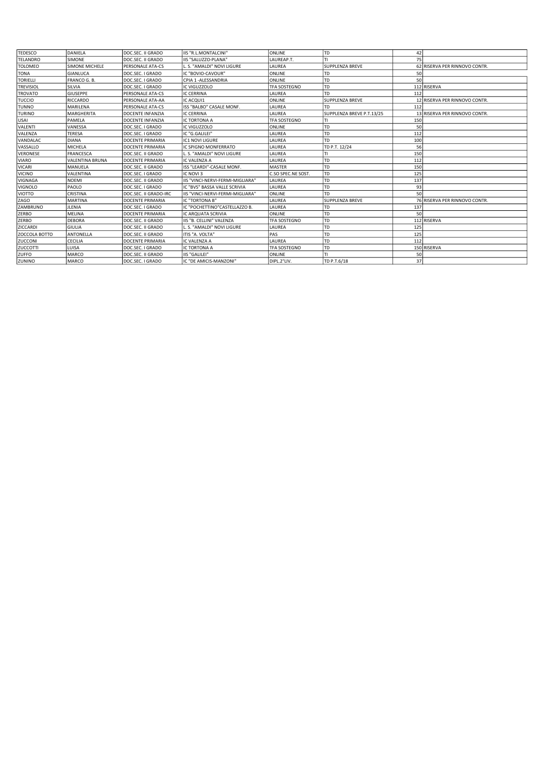| | | | | | | | |
|---|---|---|---|---|---|---|---|
| TEDESCO | DANIELA | DOC.SEC. II GRADO | IIS "R.L.MONTALCINI" | ONLINE | TD | 42 | |
| TELANDRO | SIMONE | DOC.SEC. II GRADO | IIS "SALUZZO-PLANA" | LAUREAP.T. | TI | 75 | |
| TOLOMEO | SIMONE MICHELE | PERSONALE ATA-CS | L. S. "AMALDI" NOVI LIGURE | LAUREA | SUPPLENZA BREVE | 62 | RISERVA PER RINNOVO CONTR. |
| TONA | GIANLUCA | DOC.SEC. I GRADO | IC "BOVIO-CAVOUR" | ONLINE | TD | 50 | |
| TORIELLI | FRANCO G. B. | DOC.SEC. I GRADO | CPIA 1 -ALESSANDRIA | ONLINE | TD | 50 | |
| TREVISIOL | SILVIA | DOC.SEC. I GRADO | IC VIGUZZOLO | TFA SOSTEGNO | TD | 112 | RISERVA |
| TROVATO | GIUSEPPE | PERSONALE ATA-CS | IC CERRINA | LAUREA | TD | 112 | |
| TUCCIO | RICCARDO | PERSONALE ATA-AA | IC ACQUI1 | ONLINE | SUPPLENZA BREVE | 12 | RISERVA PER RINNOVO CONTR. |
| TUNNO | MARILENA | PERSONALE ATA-CS | ISS "BALBO" CASALE MONF. | LAUREA | TD | 112 | |
| TURINO | MARGHERITA | DOCENTE INFANZIA | IC CERRINA | LAUREA | SUPPLENZA BREVE P.T.13/25 | 13 | RISERVA PER RINNOVO CONTR. |
| USAI | PAMELA | DOCENTE INFANZIA | IC TORTONA A | TFA SOSTEGNO | TI | 150 | |
| VALENTI | VANESSA | DOC.SEC. I GRADO | IC VIGUZZOLO | ONLINE | TD | 50 | |
| VALENZA | TERESA | DOC.SEC. I GRADO | IC "G.GALILEI" | LAUREA | TD | 112 | |
| VANDALAC | DIANA | DOCENTE PRIMARIA | IC1 NOVI LIGURE | LAUREA | TD | 100 | |
| VASSALLO | MICHELA | DOCENTE PRIMARIA | IC SPIGNO MONFERRATO | LAUREA | TD P.T. 12/24 | 56 | |
| VERONESE | FRANCESCA | DOC.SEC. II GRADO | L. S. "AMALDI" NOVI LIGURE | LAUREA | TI | 150 | |
| VIARO | VALENTINA BRUNA | DOCENTE PRIMARIA | IC VALENZA A | LAUREA | TD | 112 | |
| VICARI | MANUELA | DOC.SEC. II GRADO | ISS "LEARDI"-CASALE MONF. | MASTER | TD | 150 | |
| VICINO | VALENTINA | DOC.SEC. I GRADO | IC NOVI 3 | C.SO SPEC.NE SOST. | TD | 125 | |
| VIGNAGA | NOEMI | DOC.SEC. II GRADO | IIS "VINCI-NERVI-FERMI-MIGLIARA" | LAUREA | TD | 137 | |
| VIGNOLO | PAOLO | DOC.SEC. I GRADO | IC "BVS" BASSA VALLE SCRIVIA | LAUREA | TD | 93 | |
| VIOTTO | CRISTINA | DOC.SEC. II GRADO-IRC | IIS "VINCI-NERVI-FERMI-MIGLIARA" | ONLINE | TD | 50 | |
| ZAGO | MARTINA | DOCENTE PRIMARIA | IC "TORTONA B" | LAUREA | SUPPLENZA BREVE | 76 | RISERVA PER RINNOVO CONTR. |
| ZAMBRUNO | JLENIA | DOC.SEC. I GRADO | IC "POCHETTINO"CASTELLAZZO B. | LAUREA | TD | 137 | |
| ZERBO | MELINA | DOCENTE PRIMARIA | IC ARQUATA SCRIVIA | ONLINE | TD | 50 | |
| ZERBO | DEBORA | DOC.SEC. II GRADO | IIS "B. CELLINI" VALENZA | TFA SOSTEGNO | TD | 112 | RISERVA |
| ZICCARDI | GIULIA | DOC.SEC. II GRADO | L. S. "AMALDI" NOVI LIGURE | LAUREA | TD | 125 | |
| ZOCCOLA BOTTO | ANTONELLA | DOC.SEC. II GRADO | ITIS "A. VOLTA" | PAS | TD | 125 | |
| ZUCCONI | CECILIA | DOCENTE PRIMARIA | IC VALENZA A | LAUREA | TD | 112 | |
| ZUCCOTTI | LUISA | DOC.SEC. I GRADO | IC TORTONA A | TFA SOSTEGNO | TD | 150 | RISERVA |
| ZUFFO | MARCO | DOC.SEC. II GRADO | IIS "GALILEI" | ONLINE | TI | 50 | |
| ZUNINO | MARCO | DOC.SEC. I GRADO | IC "DE AMICIS-MANZONI" | DIPL.2°LIV. | TD P.T.6/18 | 37 | |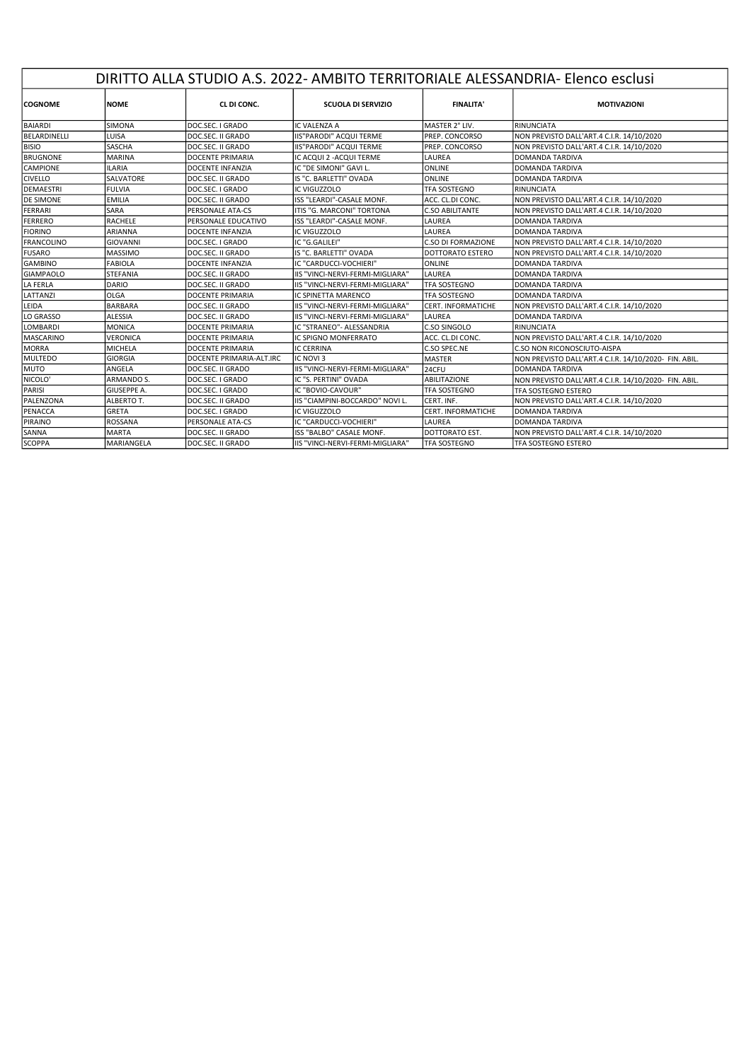# DIRITTO ALLA STUDIO A.S. 2022- AMBITO TERRITORIALE ALESSANDRIA- Elenco esclusi

| COGNOME | NOME | CL DI CONC. | SCUOLA DI SERVIZIO | FINALITA' | MOTIVAZIONI |
|---|---|---|---|---|---|
| BAIARDI | SIMONA | DOC.SEC. I GRADO | IC VALENZA A | MASTER 2° LIV. | RINUNCIATA |
| BELARDINELLI | LUISA | DOC.SEC. II GRADO | IIS"PARODI" ACQUI TERME | PREP. CONCORSO | NON PREVISTO DALL'ART.4 C.I.R. 14/10/2020 |
| BISIO | SASCHA | DOC.SEC. II GRADO | IIS"PARODI" ACQUI TERME | PREP. CONCORSO | NON PREVISTO DALL'ART.4 C.I.R. 14/10/2020 |
| BRUGNONE | MARINA | DOCENTE PRIMARIA | IC ACQUI 2 -ACQUI TERME | LAUREA | DOMANDA TARDIVA |
| CAMPIONE | ILARIA | DOCENTE INFANZIA | IC "DE SIMONI" GAVI L. | ONLINE | DOMANDA TARDIVA |
| CIVELLO | SALVATORE | DOC.SEC. II GRADO | IS "C. BARLETTI" OVADA | ONLINE | DOMANDA TARDIVA |
| DEMAESTRI | FULVIA | DOC.SEC. I GRADO | IC VIGUZZOLO | TFA SOSTEGNO | RINUNCIATA |
| DE SIMONE | EMILIA | DOC.SEC. II GRADO | ISS "LEARDI"-CASALE MONF. | ACC. CL.DI CONC. | NON PREVISTO DALL'ART.4 C.I.R. 14/10/2020 |
| FERRARI | SARA | PERSONALE ATA-CS | ITIS "G. MARCONI" TORTONA | C.SO ABILITANTE | NON PREVISTO DALL'ART.4 C.I.R. 14/10/2020 |
| FERRERO | RACHELE | PERSONALE EDUCATIVO | ISS "LEARDI"-CASALE MONF. | LAUREA | DOMANDA TARDIVA |
| FIORINO | ARIANNA | DOCENTE INFANZIA | IC VIGUZZOLO | LAUREA | DOMANDA TARDIVA |
| FRANCOLINO | GIOVANNI | DOC.SEC. I GRADO | IC "G.GALILEI" | C.SO DI FORMAZIONE | NON PREVISTO DALL'ART.4 C.I.R. 14/10/2020 |
| FUSARO | MASSIMO | DOC.SEC. II GRADO | IS "C. BARLETTI" OVADA | DOTTORATO ESTERO | NON PREVISTO DALL'ART.4 C.I.R. 14/10/2020 |
| GAMBINO | FABIOLA | DOCENTE INFANZIA | IC "CARDUCCI-VOCHIERI" | ONLINE | DOMANDA TARDIVA |
| GIAMPAOLO | STEFANIA | DOC.SEC. II GRADO | IIS "VINCI-NERVI-FERMI-MIGLIARA" | LAUREA | DOMANDA TARDIVA |
| LA FERLA | DARIO | DOC.SEC. II GRADO | IIS "VINCI-NERVI-FERMI-MIGLIARA" | TFA SOSTEGNO | DOMANDA TARDIVA |
| LATTANZI | OLGA | DOCENTE PRIMARIA | IC SPINETTA MARENCO | TFA SOSTEGNO | DOMANDA TARDIVA |
| LEIDA | BARBARA | DOC.SEC. II GRADO | IIS "VINCI-NERVI-FERMI-MIGLIARA" | CERT. INFORMATICHE | NON PREVISTO DALL'ART.4 C.I.R. 14/10/2020 |
| LO GRASSO | ALESSIA | DOC.SEC. II GRADO | IIS "VINCI-NERVI-FERMI-MIGLIARA" | LAUREA | DOMANDA TARDIVA |
| LOMBARDI | MONICA | DOCENTE PRIMARIA | IC "STRANEO"- ALESSANDRIA | C.SO SINGOLO | RINUNCIATA |
| MASCARINO | VERONICA | DOCENTE PRIMARIA | IC SPIGNO MONFERRATO | ACC. CL.DI CONC. | NON PREVISTO DALL'ART.4 C.I.R. 14/10/2020 |
| MORRA | MICHELA | DOCENTE PRIMARIA | IC CERRINA | C.SO SPEC.NE | C.SO NON RICONOSCIUTO-AISPA |
| MULTEDO | GIORGIA | DOCENTE PRIMARIA-ALT.IRC | IC NOVI 3 | MASTER | NON PREVISTO DALL'ART.4 C.I.R. 14/10/2020- FIN. ABIL. |
| MUTO | ANGELA | DOC.SEC. II GRADO | IIS "VINCI-NERVI-FERMI-MIGLIARA" | 24CFU | DOMANDA TARDIVA |
| NICOLO' | ARMANDO S. | DOC.SEC. I GRADO | IC "S. PERTINI" OVADA | ABILITAZIONE | NON PREVISTO DALL'ART.4 C.I.R. 14/10/2020- FIN. ABIL. |
| PARISI | GIUSEPPE A. | DOC.SEC. I GRADO | IC "BOVIO-CAVOUR" | TFA SOSTEGNO | TFA SOSTEGNO ESTERO |
| PALENZONA | ALBERTO T. | DOC.SEC. II GRADO | IIS "CIAMPINI-BOCCARDO" NOVI L. | CERT. INF. | NON PREVISTO DALL'ART.4 C.I.R. 14/10/2020 |
| PENACCA | GRETA | DOC.SEC. I GRADO | IC VIGUZZOLO | CERT. INFORMATICHE | DOMANDA TARDIVA |
| PIRAINO | ROSSANA | PERSONALE ATA-CS | IC "CARDUCCI-VOCHIERI" | LAUREA | DOMANDA TARDIVA |
| SANNA | MARTA | DOC.SEC. II GRADO | ISS "BALBO" CASALE MONF. | DOTTORATO EST. | NON PREVISTO DALL'ART.4 C.I.R. 14/10/2020 |
| SCOPPA | MARIANGELA | DOC.SEC. II GRADO | IIS "VINCI-NERVI-FERMI-MIGLIARA" | TFA SOSTEGNO | TFA SOSTEGNO ESTERO |